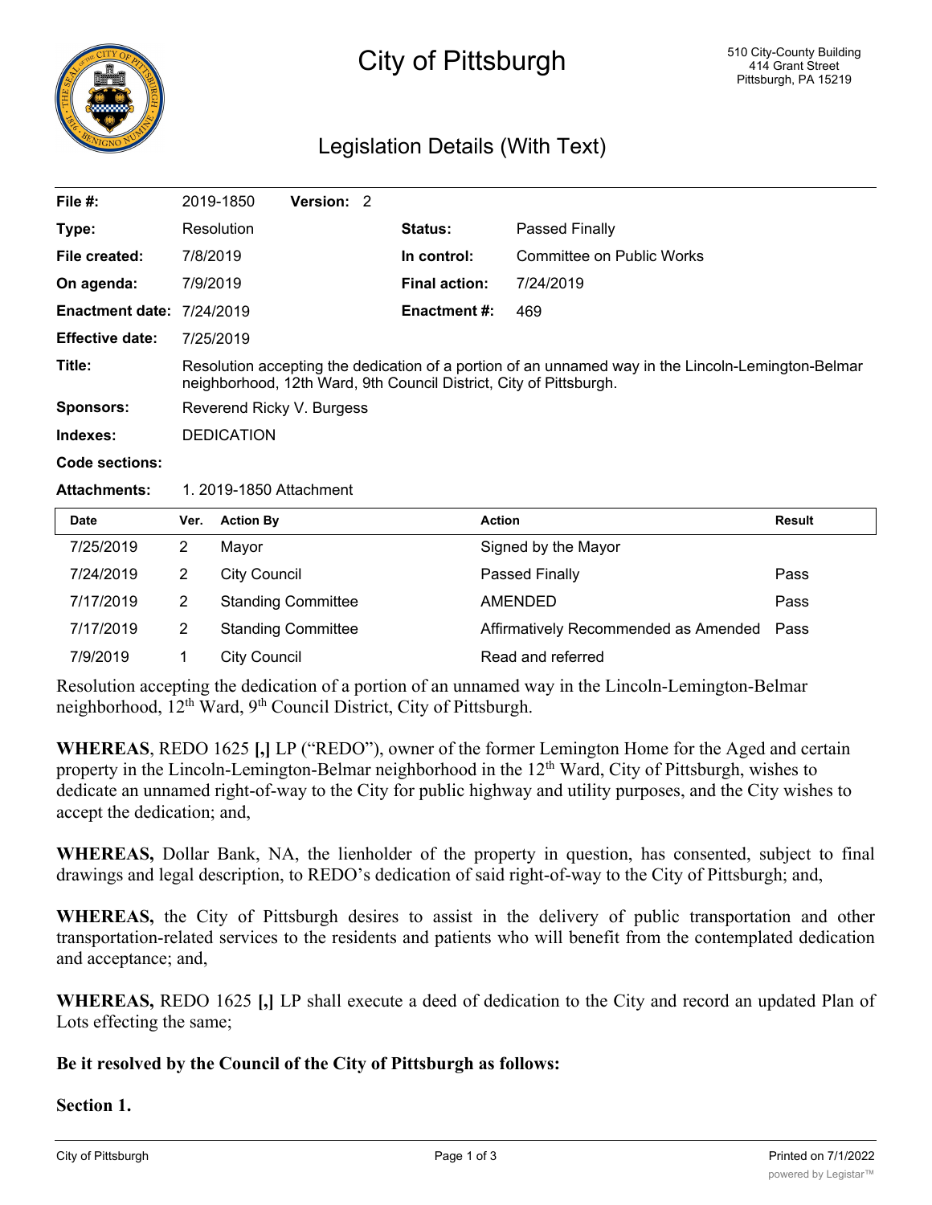# City of Pittsburgh

510 City-County Building
414 Grant Street
Pittsburgh, PA 15219

## Legislation Details (With Text)

| | | | |
|---|---|---|---|
| **File #:** | 2019-1850 **Version:** 2 | | |
| **Type:** | Resolution | **Status:** | Passed Finally |
| **File created:** | 7/8/2019 | **In control:** | Committee on Public Works |
| **On agenda:** | 7/9/2019 | **Final action:** | 7/24/2019 |
| **Enactment date:** | 7/24/2019 | **Enactment #:** | 469 |
| **Effective date:** | 7/25/2019 | | |
| **Title:** | Resolution accepting the dedication of a portion of an unnamed way in the Lincoln-Lemington-Belmar neighborhood, 12th Ward, 9th Council District, City of Pittsburgh. | | |
| **Sponsors:** | Reverend Ricky V. Burgess | | |
| **Indexes:** | DEDICATION | | |
| **Code sections:** | | | |
| **Attachments:** | 1. 2019-1850 Attachment | | |

| Date | Ver. | Action By | Action | Result |
|---|---|---|---|---|
| 7/25/2019 | 2 | Mayor | Signed by the Mayor | |
| 7/24/2019 | 2 | City Council | Passed Finally | Pass |
| 7/17/2019 | 2 | Standing Committee | AMENDED | Pass |
| 7/17/2019 | 2 | Standing Committee | Affirmatively Recommended as Amended | Pass |
| 7/9/2019 | 1 | City Council | Read and referred | |

Resolution accepting the dedication of a portion of an unnamed way in the Lincoln-Lemington-Belmar neighborhood, 12th Ward, 9th Council District, City of Pittsburgh.

**WHEREAS**, REDO 1625 **[,]** LP ("REDO"), owner of the former Lemington Home for the Aged and certain property in the Lincoln-Lemington-Belmar neighborhood in the 12th Ward, City of Pittsburgh, wishes to dedicate an unnamed right-of-way to the City for public highway and utility purposes, and the City wishes to accept the dedication; and,

**WHEREAS,** Dollar Bank, NA, the lienholder of the property in question, has consented, subject to final drawings and legal description, to REDO's dedication of said right-of-way to the City of Pittsburgh; and,

**WHEREAS,** the City of Pittsburgh desires to assist in the delivery of public transportation and other transportation-related services to the residents and patients who will benefit from the contemplated dedication and acceptance; and,

**WHEREAS,** REDO 1625 **[,]** LP shall execute a deed of dedication to the City and record an updated Plan of Lots effecting the same;

**Be it resolved by the Council of the City of Pittsburgh as follows:**

**Section 1.**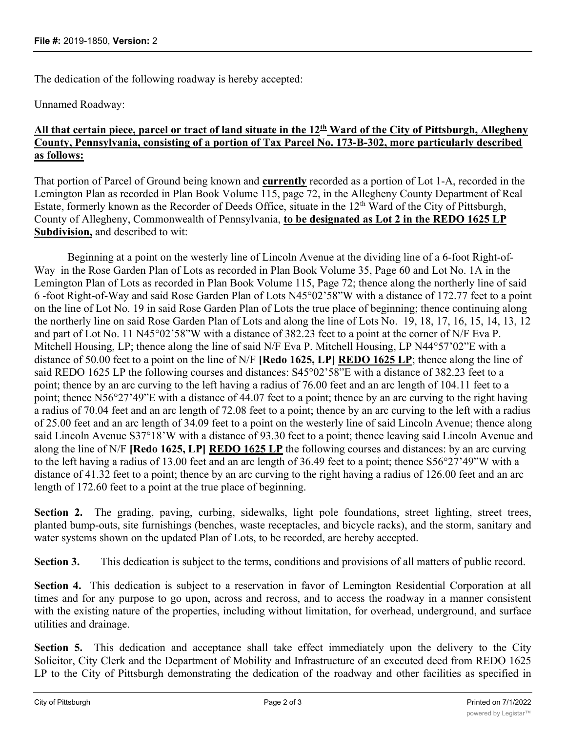The dedication of the following roadway is hereby accepted:

Unnamed Roadway:

**All that certain piece, parcel or tract of land situate in the 12th Ward of the City of Pittsburgh, Allegheny County, Pennsylvania, consisting of a portion of Tax Parcel No. 173-B-302, more particularly described as follows:**

That portion of Parcel of Ground being known and **currently** recorded as a portion of Lot 1-A, recorded in the Lemington Plan as recorded in Plan Book Volume 115, page 72, in the Allegheny County Department of Real Estate, formerly known as the Recorder of Deeds Office, situate in the 12th Ward of the City of Pittsburgh, County of Allegheny, Commonwealth of Pennsylvania, **to be designated as Lot 2 in the REDO 1625 LP Subdivision,** and described to wit:

Beginning at a point on the westerly line of Lincoln Avenue at the dividing line of a 6-foot Right-of-Way in the Rose Garden Plan of Lots as recorded in Plan Book Volume 35, Page 60 and Lot No. 1A in the Lemington Plan of Lots as recorded in Plan Book Volume 115, Page 72; thence along the northerly line of said 6 -foot Right-of-Way and said Rose Garden Plan of Lots N45°02'58"W with a distance of 172.77 feet to a point on the line of Lot No. 19 in said Rose Garden Plan of Lots the true place of beginning; thence continuing along the northerly line on said Rose Garden Plan of Lots and along the line of Lots No. 19, 18, 17, 16, 15, 14, 13, 12 and part of Lot No. 11 N45°02'58"W with a distance of 382.23 feet to a point at the corner of N/F Eva P. Mitchell Housing, LP; thence along the line of said N/F Eva P. Mitchell Housing, LP N44°57'02"E with a distance of 50.00 feet to a point on the line of N/F **[Redo 1625, LP] REDO 1625 LP**; thence along the line of said REDO 1625 LP the following courses and distances: S45°02'58"E with a distance of 382.23 feet to a point; thence by an arc curving to the left having a radius of 76.00 feet and an arc length of 104.11 feet to a point; thence N56°27'49"E with a distance of 44.07 feet to a point; thence by an arc curving to the right having a radius of 70.04 feet and an arc length of 72.08 feet to a point; thence by an arc curving to the left with a radius of 25.00 feet and an arc length of 34.09 feet to a point on the westerly line of said Lincoln Avenue; thence along said Lincoln Avenue S37°18'W with a distance of 93.30 feet to a point; thence leaving said Lincoln Avenue and along the line of N/F **[Redo 1625, LP] REDO 1625 LP** the following courses and distances: by an arc curving to the left having a radius of 13.00 feet and an arc length of 36.49 feet to a point; thence S56°27'49"W with a distance of 41.32 feet to a point; thence by an arc curving to the right having a radius of 126.00 feet and an arc length of 172.60 feet to a point at the true place of beginning.

**Section 2.** The grading, paving, curbing, sidewalks, light pole foundations, street lighting, street trees, planted bump-outs, site furnishings (benches, waste receptacles, and bicycle racks), and the storm, sanitary and water systems shown on the updated Plan of Lots, to be recorded, are hereby accepted.

**Section 3.** This dedication is subject to the terms, conditions and provisions of all matters of public record.

**Section 4.** This dedication is subject to a reservation in favor of Lemington Residential Corporation at all times and for any purpose to go upon, across and recross, and to access the roadway in a manner consistent with the existing nature of the properties, including without limitation, for overhead, underground, and surface utilities and drainage.

**Section 5.** This dedication and acceptance shall take effect immediately upon the delivery to the City Solicitor, City Clerk and the Department of Mobility and Infrastructure of an executed deed from REDO 1625 LP to the City of Pittsburgh demonstrating the dedication of the roadway and other facilities as specified in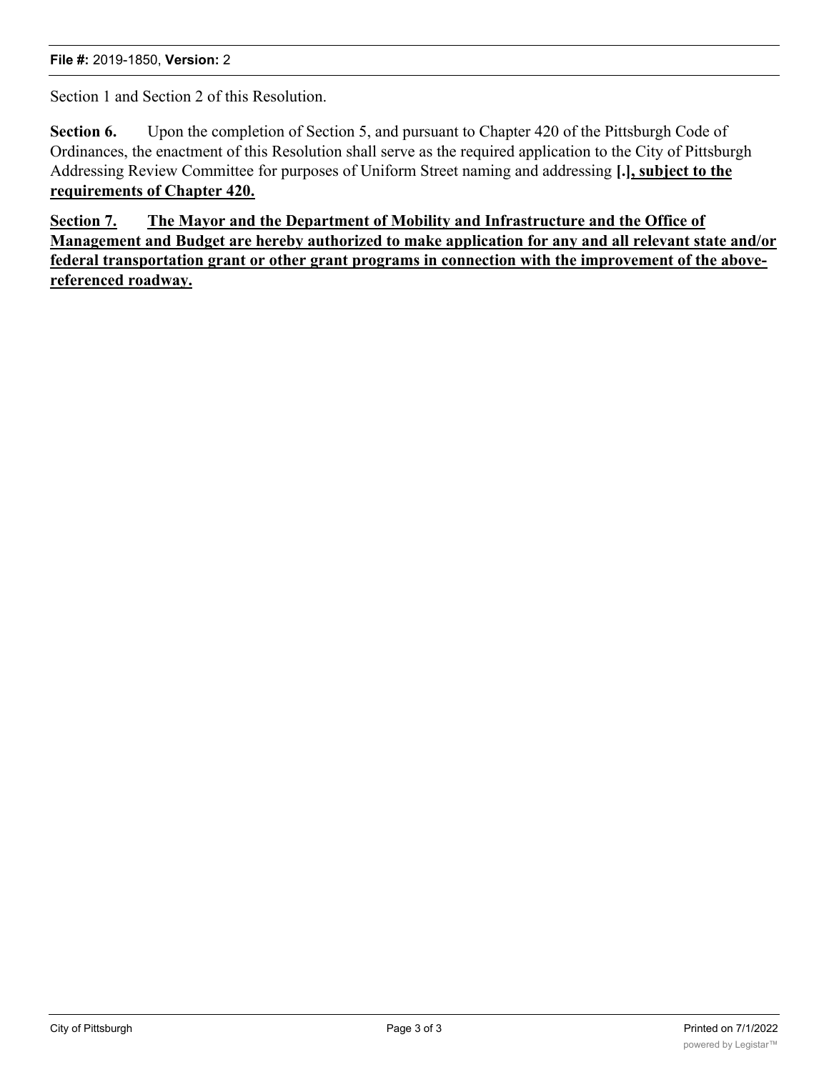Section 1 and Section 2 of this Resolution.

**Section 6.** Upon the completion of Section 5, and pursuant to Chapter 420 of the Pittsburgh Code of Ordinances, the enactment of this Resolution shall serve as the required application to the City of Pittsburgh Addressing Review Committee for purposes of Uniform Street naming and addressing **[.]<u>, subject to the requirements of Chapter 420.</u>**

**<u>Section 7.</u>** **<u>The Mayor and the Department of Mobility and Infrastructure and the Office of Management and Budget are hereby authorized to make application for any and all relevant state and/or federal transportation grant or other grant programs in connection with the improvement of the above-referenced roadway.</u>**